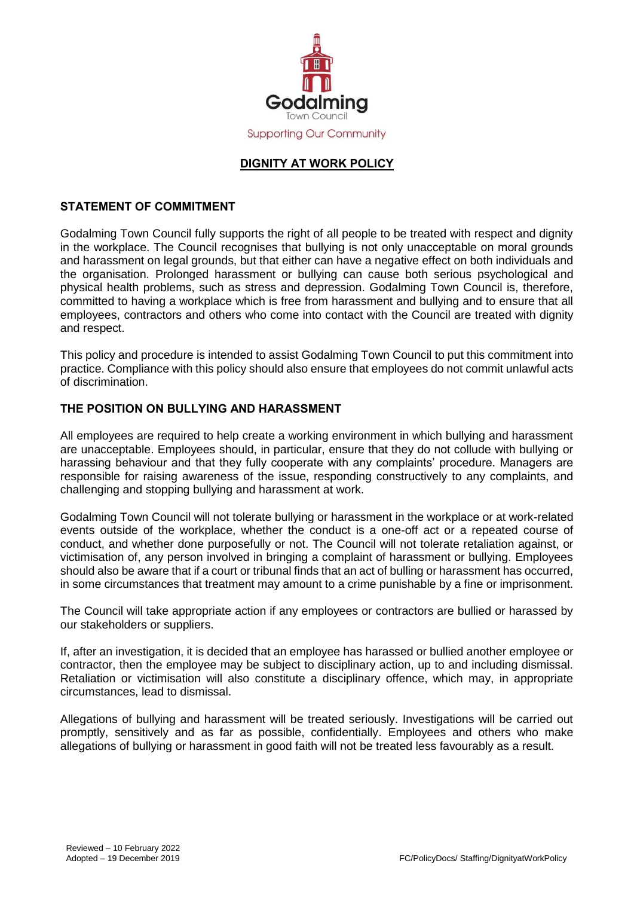Godalming

Town Council

Supporting Our Community

# DIGNITY AT WORK POLICY

## STATEMENT OF COMMITMENT

Godalming Town Council fully supports the right of all people to be treated with respect and dignity in the workplace. The Council recognises that bullying is not only unacceptable on moral grounds and harassment on legal grounds, but that either can have a negative effect on both individuals and the organisation. Prolonged harassment or bullying can cause both serious psychological and physical health problems, such as stress and depression. Godalming Town Council is, therefore, committed to having a workplace which is free from harassment and bullying and to ensure that all employees, contractors and others who come into contact with the Council are treated with dignity and respect.

This policy and procedure is intended to assist Godalming Town Council to put this commitment into practice. Compliance with this policy should also ensure that employees do not commit unlawful acts of discrimination.

## THE POSITION ON BULLYING AND HARASSMENT

All employees are required to help create a working environment in which bullying and harassment are unacceptable. Employees should, in particular, ensure that they do not collude with bullying or harassing behaviour and that they fully cooperate with any complaints' procedure. Managers are responsible for raising awareness of the issue, responding constructively to any complaints, and challenging and stopping bullying and harassment at work.

Godalming Town Council will not tolerate bullying or harassment in the workplace or at work-related events outside of the workplace, whether the conduct is a one-off act or a repeated course of conduct, and whether done purposefully or not. The Council will not tolerate retaliation against, or victimisation of, any person involved in bringing a complaint of harassment or bullying. Employees should also be aware that if a court or tribunal finds that an act of bulling or harassment has occurred, in some circumstances that treatment may amount to a crime punishable by a fine or imprisonment.

The Council will take appropriate action if any employees or contractors are bullied or harassed by our stakeholders or suppliers.

If, after an investigation, it is decided that an employee has harassed or bullied another employee or contractor, then the employee may be subject to disciplinary action, up to and including dismissal. Retaliation or victimisation will also constitute a disciplinary offence, which may, in appropriate circumstances, lead to dismissal.

Allegations of bullying and harassment will be treated seriously. Investigations will be carried out promptly, sensitively and as far as possible, confidentially. Employees and others who make allegations of bullying or harassment in good faith will not be treated less favourably as a result.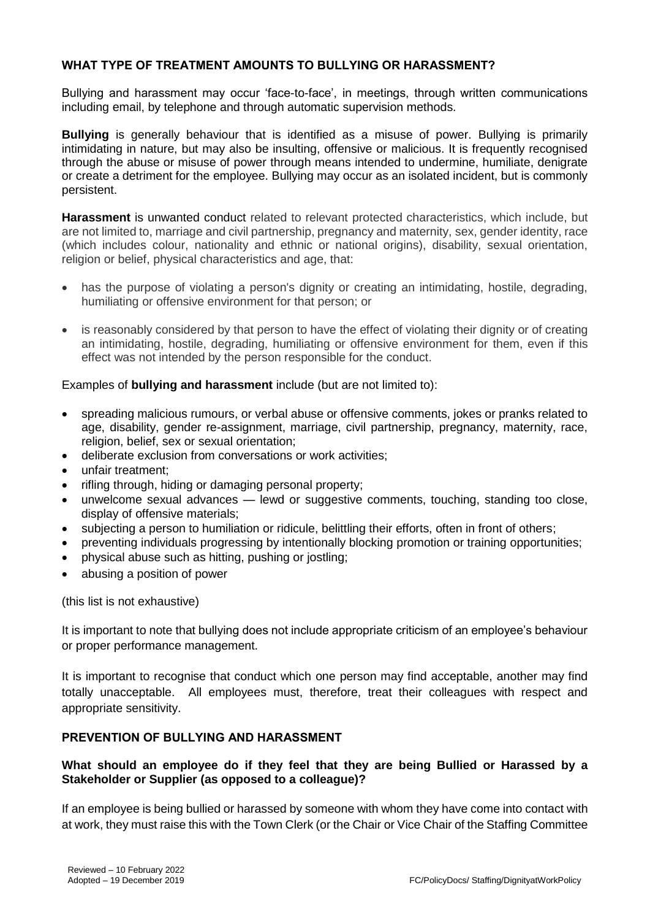## WHAT TYPE OF TREATMENT AMOUNTS TO BULLYING OR HARASSMENT?

Bullying and harassment may occur 'face-to-face', in meetings, through written communications including email, by telephone and through automatic supervision methods.

**Bullying** is generally behaviour that is identified as a misuse of power. Bullying is primarily intimidating in nature, but may also be insulting, offensive or malicious. It is frequently recognised through the abuse or misuse of power through means intended to undermine, humiliate, denigrate or create a detriment for the employee. Bullying may occur as an isolated incident, but is commonly persistent.

**Harassment** is unwanted conduct related to relevant protected characteristics, which include, but are not limited to, marriage and civil partnership, pregnancy and maternity, sex, gender identity, race (which includes colour, nationality and ethnic or national origins), disability, sexual orientation, religion or belief, physical characteristics and age, that:

- has the purpose of violating a person's dignity or creating an intimidating, hostile, degrading, humiliating or offensive environment for that person; or
- is reasonably considered by that person to have the effect of violating their dignity or of creating an intimidating, hostile, degrading, humiliating or offensive environment for them, even if this effect was not intended by the person responsible for the conduct.

Examples of **bullying and harassment** include (but are not limited to):

- spreading malicious rumours, or verbal abuse or offensive comments, jokes or pranks related to age, disability, gender re-assignment, marriage, civil partnership, pregnancy, maternity, race, religion, belief, sex or sexual orientation;
- deliberate exclusion from conversations or work activities;
- unfair treatment;
- rifling through, hiding or damaging personal property;
- unwelcome sexual advances — lewd or suggestive comments, touching, standing too close, display of offensive materials;
- subjecting a person to humiliation or ridicule, belittling their efforts, often in front of others;
- preventing individuals progressing by intentionally blocking promotion or training opportunities;
- physical abuse such as hitting, pushing or jostling;
- abusing a position of power

(this list is not exhaustive)

It is important to note that bullying does not include appropriate criticism of an employee's behaviour or proper performance management.

It is important to recognise that conduct which one person may find acceptable, another may find totally unacceptable. All employees must, therefore, treat their colleagues with respect and appropriate sensitivity.

## PREVENTION OF BULLYING AND HARASSMENT

### What should an employee do if they feel that they are being Bullied or Harassed by a Stakeholder or Supplier (as opposed to a colleague)?

If an employee is being bullied or harassed by someone with whom they have come into contact with at work, they must raise this with the Town Clerk (or the Chair or Vice Chair of the Staffing Committee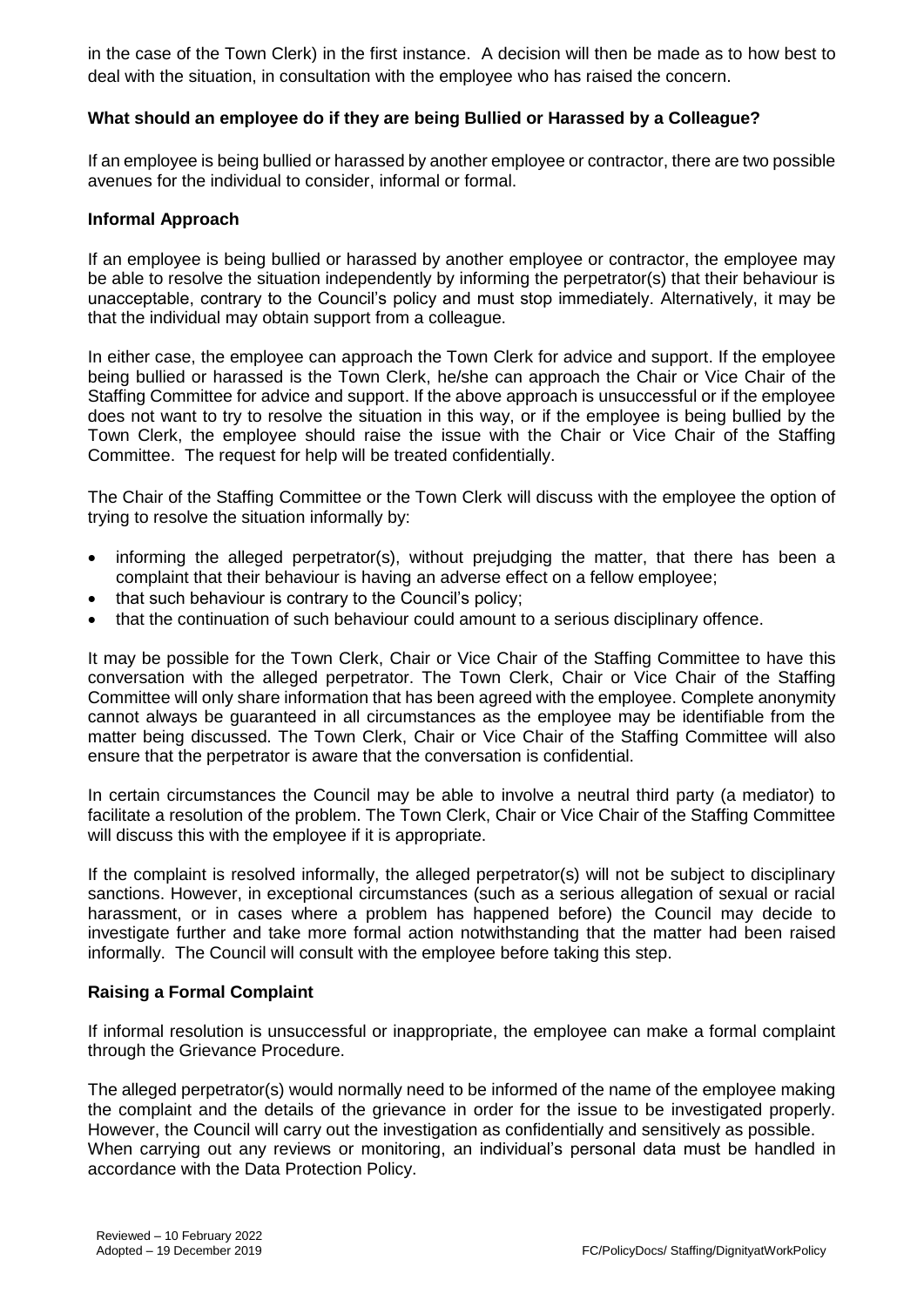in the case of the Town Clerk) in the first instance. A decision will then be made as to how best to deal with the situation, in consultation with the employee who has raised the concern.

### What should an employee do if they are being Bullied or Harassed by a Colleague?

If an employee is being bullied or harassed by another employee or contractor, there are two possible avenues for the individual to consider, informal or formal.

### Informal Approach

If an employee is being bullied or harassed by another employee or contractor, the employee may be able to resolve the situation independently by informing the perpetrator(s) that their behaviour is unacceptable, contrary to the Council's policy and must stop immediately. Alternatively, it may be that the individual may obtain support from a colleague.

In either case, the employee can approach the Town Clerk for advice and support. If the employee being bullied or harassed is the Town Clerk, he/she can approach the Chair or Vice Chair of the Staffing Committee for advice and support. If the above approach is unsuccessful or if the employee does not want to try to resolve the situation in this way, or if the employee is being bullied by the Town Clerk, the employee should raise the issue with the Chair or Vice Chair of the Staffing Committee. The request for help will be treated confidentially.

The Chair of the Staffing Committee or the Town Clerk will discuss with the employee the option of trying to resolve the situation informally by:

- informing the alleged perpetrator(s), without prejudging the matter, that there has been a complaint that their behaviour is having an adverse effect on a fellow employee;
- that such behaviour is contrary to the Council's policy;
- that the continuation of such behaviour could amount to a serious disciplinary offence.

It may be possible for the Town Clerk, Chair or Vice Chair of the Staffing Committee to have this conversation with the alleged perpetrator. The Town Clerk, Chair or Vice Chair of the Staffing Committee will only share information that has been agreed with the employee. Complete anonymity cannot always be guaranteed in all circumstances as the employee may be identifiable from the matter being discussed. The Town Clerk, Chair or Vice Chair of the Staffing Committee will also ensure that the perpetrator is aware that the conversation is confidential.

In certain circumstances the Council may be able to involve a neutral third party (a mediator) to facilitate a resolution of the problem. The Town Clerk, Chair or Vice Chair of the Staffing Committee will discuss this with the employee if it is appropriate.

If the complaint is resolved informally, the alleged perpetrator(s) will not be subject to disciplinary sanctions. However, in exceptional circumstances (such as a serious allegation of sexual or racial harassment, or in cases where a problem has happened before) the Council may decide to investigate further and take more formal action notwithstanding that the matter had been raised informally. The Council will consult with the employee before taking this step.

### Raising a Formal Complaint

If informal resolution is unsuccessful or inappropriate, the employee can make a formal complaint through the Grievance Procedure.

The alleged perpetrator(s) would normally need to be informed of the name of the employee making the complaint and the details of the grievance in order for the issue to be investigated properly. However, the Council will carry out the investigation as confidentially and sensitively as possible. When carrying out any reviews or monitoring, an individual's personal data must be handled in accordance with the Data Protection Policy.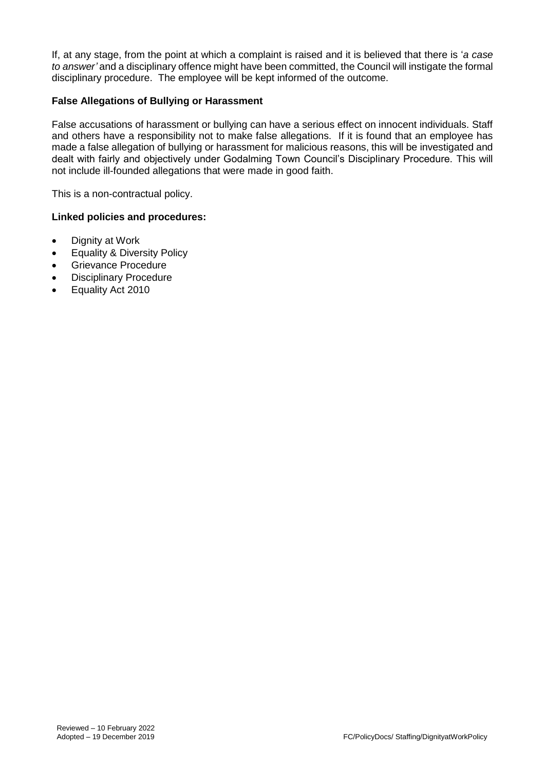If, at any stage, from the point at which a complaint is raised and it is believed that there is '*a case to answer'* and a disciplinary offence might have been committed, the Council will instigate the formal disciplinary procedure. The employee will be kept informed of the outcome.

**False Allegations of Bullying or Harassment**

False accusations of harassment or bullying can have a serious effect on innocent individuals. Staff and others have a responsibility not to make false allegations. If it is found that an employee has made a false allegation of bullying or harassment for malicious reasons, this will be investigated and dealt with fairly and objectively under Godalming Town Council's Disciplinary Procedure. This will not include ill-founded allegations that were made in good faith.

This is a non-contractual policy.

**Linked policies and procedures:**

- Dignity at Work
- Equality & Diversity Policy
- Grievance Procedure
- Disciplinary Procedure
- Equality Act 2010

Reviewed – 10 February 2022
Adopted – 19 December 2019

FC/PolicyDocs/ Staffing/DignityatWorkPolicy